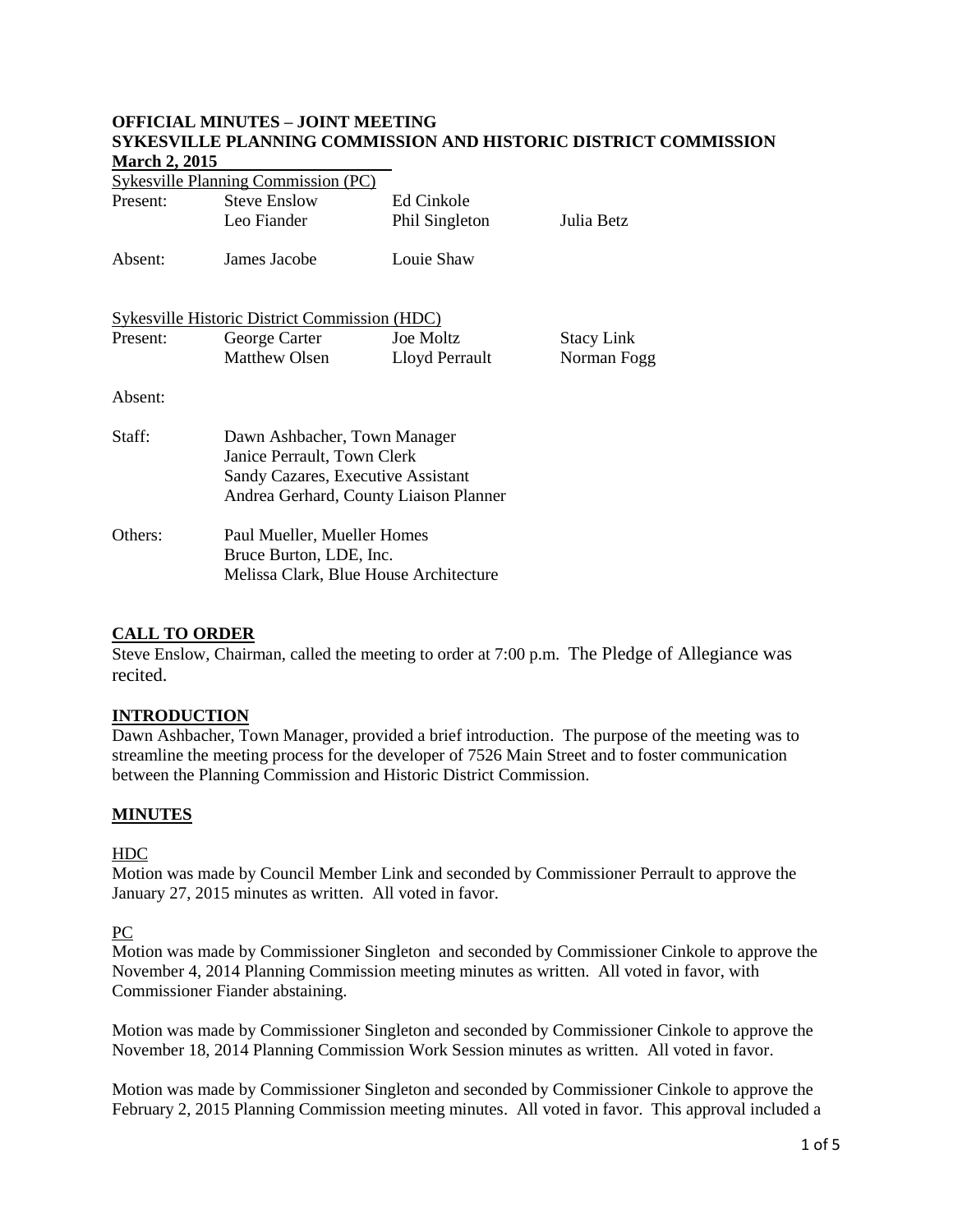# OFFICIAL MINUTES – JOINT MEETING
## SYKESVILLE PLANNING COMMISSION AND HISTORIC DISTRICT COMMISSION
**March 2, 2015**

Sykesville Planning Commission (PC)

| | | | |
|---|---|---|---|
| Present: | Steve Enslow | Ed Cinkole | |
| | Leo Fiander | Phil Singleton | Julia Betz |
| Absent: | James Jacobe | Louie Shaw | |

Sykesville Historic District Commission (HDC)

| | | | |
|---|---|---|---|
| Present: | George Carter | Joe Moltz | Stacy Link |
| | Matthew Olsen | Lloyd Perrault | Norman Fogg |
| Absent: | | | |

Staff: Dawn Ashbacher, Town Manager
Janice Perrault, Town Clerk
Sandy Cazares, Executive Assistant
Andrea Gerhard, County Liaison Planner

Others: Paul Mueller, Mueller Homes
Bruce Burton, LDE, Inc.
Melissa Clark, Blue House Architecture

**CALL TO ORDER**

Steve Enslow, Chairman, called the meeting to order at 7:00 p.m. The Pledge of Allegiance was recited.

**INTRODUCTION**

Dawn Ashbacher, Town Manager, provided a brief introduction. The purpose of the meeting was to streamline the meeting process for the developer of 7526 Main Street and to foster communication between the Planning Commission and Historic District Commission.

**MINUTES**

HDC

Motion was made by Council Member Link and seconded by Commissioner Perrault to approve the January 27, 2015 minutes as written. All voted in favor.

PC

Motion was made by Commissioner Singleton and seconded by Commissioner Cinkole to approve the November 4, 2014 Planning Commission meeting minutes as written. All voted in favor, with Commissioner Fiander abstaining.

Motion was made by Commissioner Singleton and seconded by Commissioner Cinkole to approve the November 18, 2014 Planning Commission Work Session minutes as written. All voted in favor.

Motion was made by Commissioner Singleton and seconded by Commissioner Cinkole to approve the February 2, 2015 Planning Commission meeting minutes. All voted in favor. This approval included a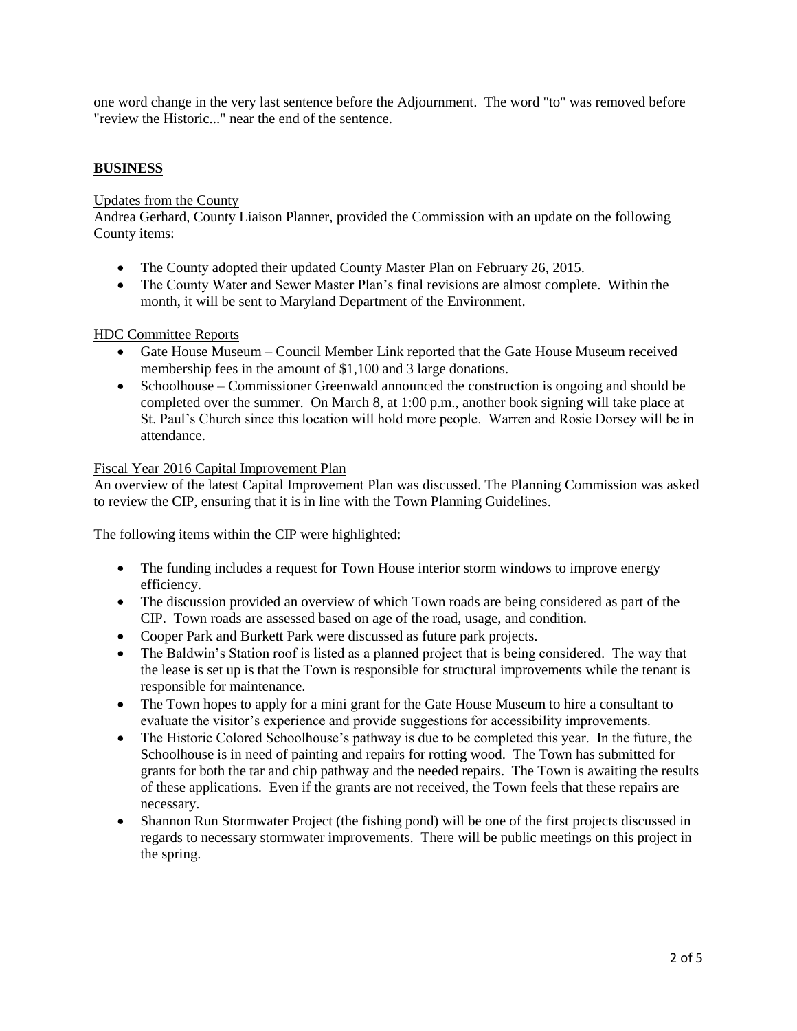one word change in the very last sentence before the Adjournment. The word "to" was removed before "review the Historic..." near the end of the sentence.

## BUSINESS

Updates from the County

Andrea Gerhard, County Liaison Planner, provided the Commission with an update on the following County items:

- The County adopted their updated County Master Plan on February 26, 2015.
- The County Water and Sewer Master Plan's final revisions are almost complete. Within the month, it will be sent to Maryland Department of the Environment.

HDC Committee Reports

- Gate House Museum – Council Member Link reported that the Gate House Museum received membership fees in the amount of $1,100 and 3 large donations.
- Schoolhouse – Commissioner Greenwald announced the construction is ongoing and should be completed over the summer. On March 8, at 1:00 p.m., another book signing will take place at St. Paul's Church since this location will hold more people. Warren and Rosie Dorsey will be in attendance.

Fiscal Year 2016 Capital Improvement Plan

An overview of the latest Capital Improvement Plan was discussed. The Planning Commission was asked to review the CIP, ensuring that it is in line with the Town Planning Guidelines.

The following items within the CIP were highlighted:

- The funding includes a request for Town House interior storm windows to improve energy efficiency.
- The discussion provided an overview of which Town roads are being considered as part of the CIP. Town roads are assessed based on age of the road, usage, and condition.
- Cooper Park and Burkett Park were discussed as future park projects.
- The Baldwin's Station roof is listed as a planned project that is being considered. The way that the lease is set up is that the Town is responsible for structural improvements while the tenant is responsible for maintenance.
- The Town hopes to apply for a mini grant for the Gate House Museum to hire a consultant to evaluate the visitor's experience and provide suggestions for accessibility improvements.
- The Historic Colored Schoolhouse's pathway is due to be completed this year. In the future, the Schoolhouse is in need of painting and repairs for rotting wood. The Town has submitted for grants for both the tar and chip pathway and the needed repairs. The Town is awaiting the results of these applications. Even if the grants are not received, the Town feels that these repairs are necessary.
- Shannon Run Stormwater Project (the fishing pond) will be one of the first projects discussed in regards to necessary stormwater improvements. There will be public meetings on this project in the spring.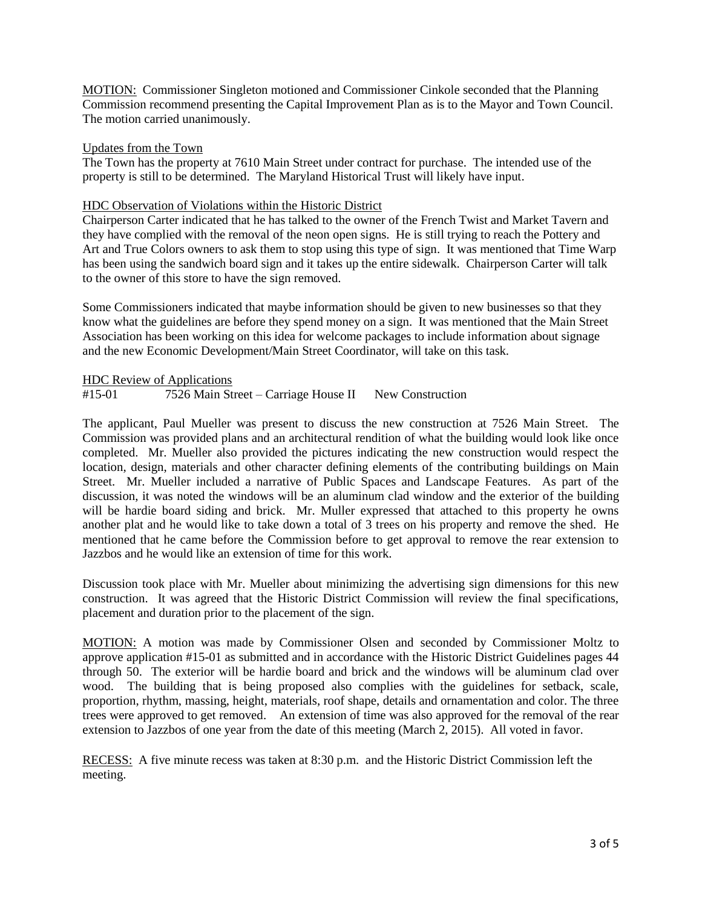MOTION: Commissioner Singleton motioned and Commissioner Cinkole seconded that the Planning Commission recommend presenting the Capital Improvement Plan as is to the Mayor and Town Council. The motion carried unanimously.

Updates from the Town

The Town has the property at 7610 Main Street under contract for purchase. The intended use of the property is still to be determined. The Maryland Historical Trust will likely have input.

HDC Observation of Violations within the Historic District

Chairperson Carter indicated that he has talked to the owner of the French Twist and Market Tavern and they have complied with the removal of the neon open signs. He is still trying to reach the Pottery and Art and True Colors owners to ask them to stop using this type of sign. It was mentioned that Time Warp has been using the sandwich board sign and it takes up the entire sidewalk. Chairperson Carter will talk to the owner of this store to have the sign removed.

Some Commissioners indicated that maybe information should be given to new businesses so that they know what the guidelines are before they spend money on a sign. It was mentioned that the Main Street Association has been working on this idea for welcome packages to include information about signage and the new Economic Development/Main Street Coordinator, will take on this task.

HDC Review of Applications

#15-01 7526 Main Street – Carriage House II New Construction

The applicant, Paul Mueller was present to discuss the new construction at 7526 Main Street. The Commission was provided plans and an architectural rendition of what the building would look like once completed. Mr. Mueller also provided the pictures indicating the new construction would respect the location, design, materials and other character defining elements of the contributing buildings on Main Street. Mr. Mueller included a narrative of Public Spaces and Landscape Features. As part of the discussion, it was noted the windows will be an aluminum clad window and the exterior of the building will be hardie board siding and brick. Mr. Muller expressed that attached to this property he owns another plat and he would like to take down a total of 3 trees on his property and remove the shed. He mentioned that he came before the Commission before to get approval to remove the rear extension to Jazzbos and he would like an extension of time for this work.

Discussion took place with Mr. Mueller about minimizing the advertising sign dimensions for this new construction. It was agreed that the Historic District Commission will review the final specifications, placement and duration prior to the placement of the sign.

MOTION: A motion was made by Commissioner Olsen and seconded by Commissioner Moltz to approve application #15-01 as submitted and in accordance with the Historic District Guidelines pages 44 through 50. The exterior will be hardie board and brick and the windows will be aluminum clad over wood. The building that is being proposed also complies with the guidelines for setback, scale, proportion, rhythm, massing, height, materials, roof shape, details and ornamentation and color. The three trees were approved to get removed. An extension of time was also approved for the removal of the rear extension to Jazzbos of one year from the date of this meeting (March 2, 2015). All voted in favor.

RECESS: A five minute recess was taken at 8:30 p.m. and the Historic District Commission left the meeting.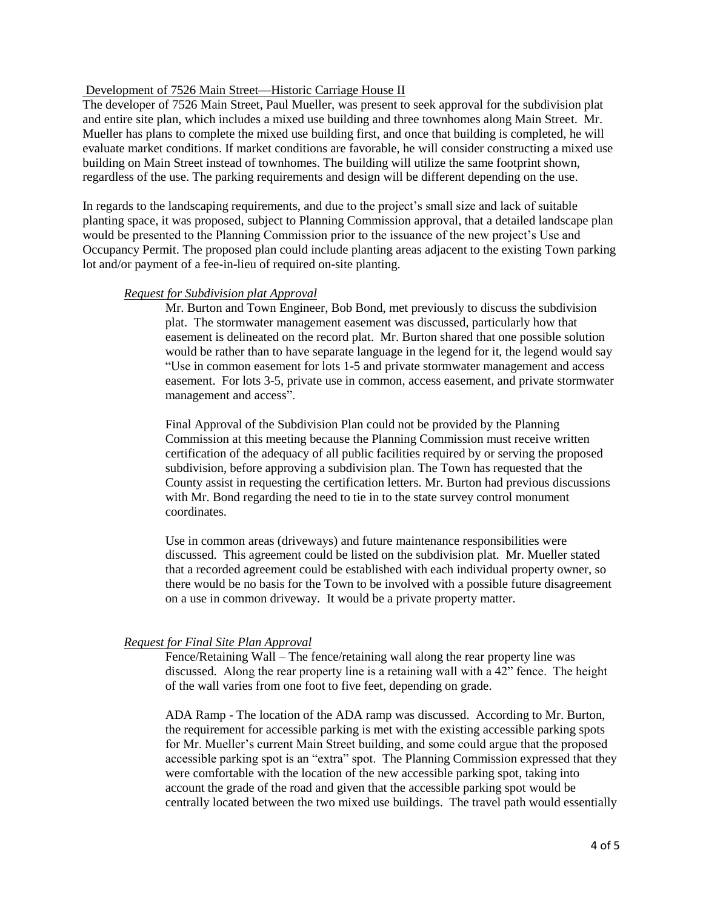Development of 7526 Main Street—Historic Carriage House II

The developer of 7526 Main Street, Paul Mueller, was present to seek approval for the subdivision plat and entire site plan, which includes a mixed use building and three townhomes along Main Street. Mr. Mueller has plans to complete the mixed use building first, and once that building is completed, he will evaluate market conditions. If market conditions are favorable, he will consider constructing a mixed use building on Main Street instead of townhomes. The building will utilize the same footprint shown, regardless of the use. The parking requirements and design will be different depending on the use.

In regards to the landscaping requirements, and due to the project's small size and lack of suitable planting space, it was proposed, subject to Planning Commission approval, that a detailed landscape plan would be presented to the Planning Commission prior to the issuance of the new project's Use and Occupancy Permit. The proposed plan could include planting areas adjacent to the existing Town parking lot and/or payment of a fee-in-lieu of required on-site planting.

*Request for Subdivision plat Approval*

Mr. Burton and Town Engineer, Bob Bond, met previously to discuss the subdivision plat. The stormwater management easement was discussed, particularly how that easement is delineated on the record plat. Mr. Burton shared that one possible solution would be rather than to have separate language in the legend for it, the legend would say "Use in common easement for lots 1-5 and private stormwater management and access easement. For lots 3-5, private use in common, access easement, and private stormwater management and access".

Final Approval of the Subdivision Plan could not be provided by the Planning Commission at this meeting because the Planning Commission must receive written certification of the adequacy of all public facilities required by or serving the proposed subdivision, before approving a subdivision plan. The Town has requested that the County assist in requesting the certification letters. Mr. Burton had previous discussions with Mr. Bond regarding the need to tie in to the state survey control monument coordinates.

Use in common areas (driveways) and future maintenance responsibilities were discussed. This agreement could be listed on the subdivision plat. Mr. Mueller stated that a recorded agreement could be established with each individual property owner, so there would be no basis for the Town to be involved with a possible future disagreement on a use in common driveway. It would be a private property matter.

*Request for Final Site Plan Approval*

Fence/Retaining Wall – The fence/retaining wall along the rear property line was discussed. Along the rear property line is a retaining wall with a 42" fence. The height of the wall varies from one foot to five feet, depending on grade.

ADA Ramp - The location of the ADA ramp was discussed. According to Mr. Burton, the requirement for accessible parking is met with the existing accessible parking spots for Mr. Mueller's current Main Street building, and some could argue that the proposed accessible parking spot is an "extra" spot. The Planning Commission expressed that they were comfortable with the location of the new accessible parking spot, taking into account the grade of the road and given that the accessible parking spot would be centrally located between the two mixed use buildings. The travel path would essentially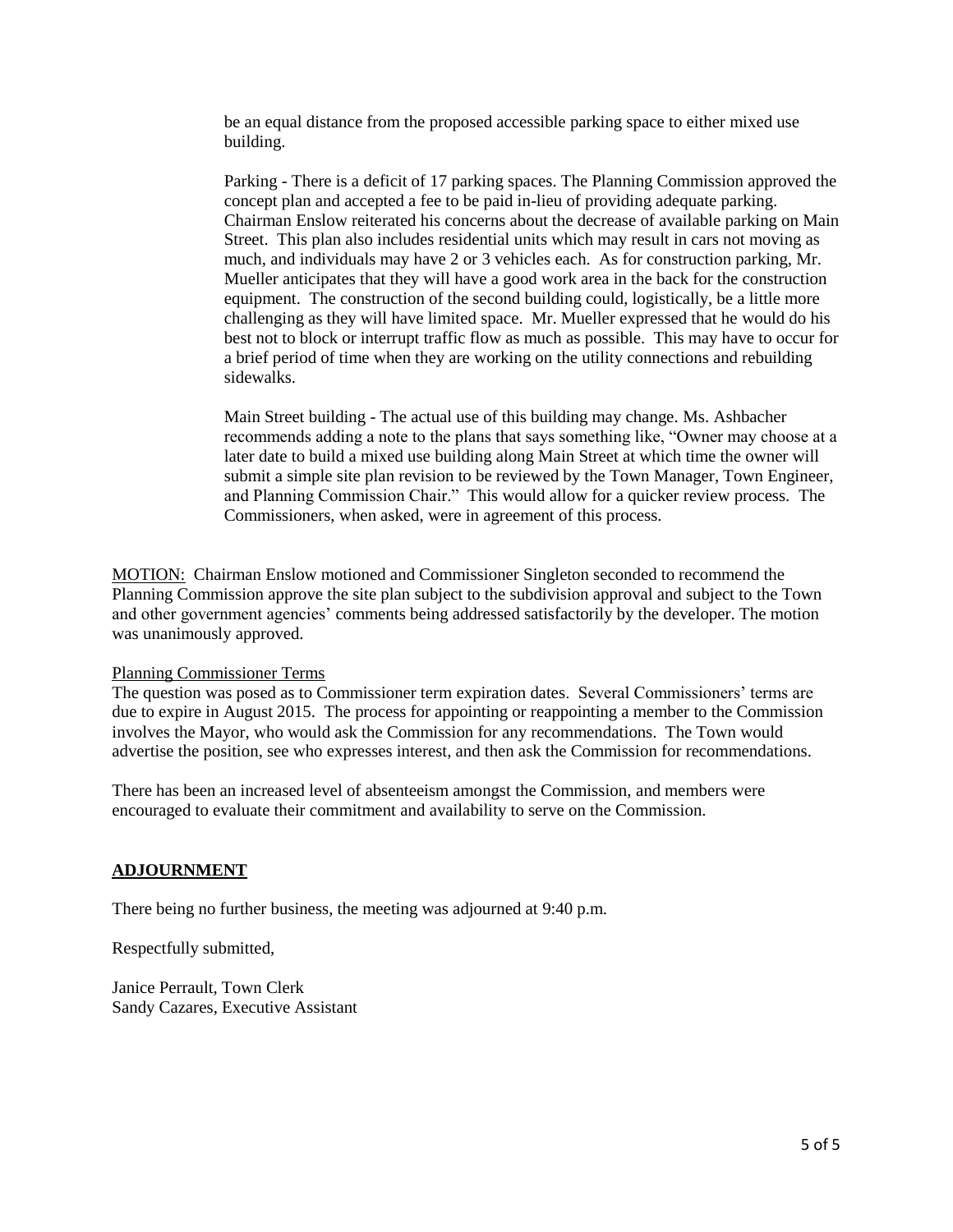be an equal distance from the proposed accessible parking space to either mixed use building.

Parking - There is a deficit of 17 parking spaces. The Planning Commission approved the concept plan and accepted a fee to be paid in-lieu of providing adequate parking. Chairman Enslow reiterated his concerns about the decrease of available parking on Main Street. This plan also includes residential units which may result in cars not moving as much, and individuals may have 2 or 3 vehicles each. As for construction parking, Mr. Mueller anticipates that they will have a good work area in the back for the construction equipment. The construction of the second building could, logistically, be a little more challenging as they will have limited space. Mr. Mueller expressed that he would do his best not to block or interrupt traffic flow as much as possible. This may have to occur for a brief period of time when they are working on the utility connections and rebuilding sidewalks.

Main Street building - The actual use of this building may change. Ms. Ashbacher recommends adding a note to the plans that says something like, "Owner may choose at a later date to build a mixed use building along Main Street at which time the owner will submit a simple site plan revision to be reviewed by the Town Manager, Town Engineer, and Planning Commission Chair." This would allow for a quicker review process. The Commissioners, when asked, were in agreement of this process.

MOTION: Chairman Enslow motioned and Commissioner Singleton seconded to recommend the Planning Commission approve the site plan subject to the subdivision approval and subject to the Town and other government agencies' comments being addressed satisfactorily by the developer. The motion was unanimously approved.

Planning Commissioner Terms

The question was posed as to Commissioner term expiration dates. Several Commissioners' terms are due to expire in August 2015. The process for appointing or reappointing a member to the Commission involves the Mayor, who would ask the Commission for any recommendations. The Town would advertise the position, see who expresses interest, and then ask the Commission for recommendations.

There has been an increased level of absenteeism amongst the Commission, and members were encouraged to evaluate their commitment and availability to serve on the Commission.

## ADJOURNMENT

There being no further business, the meeting was adjourned at 9:40 p.m.

Respectfully submitted,

Janice Perrault, Town Clerk
Sandy Cazares, Executive Assistant